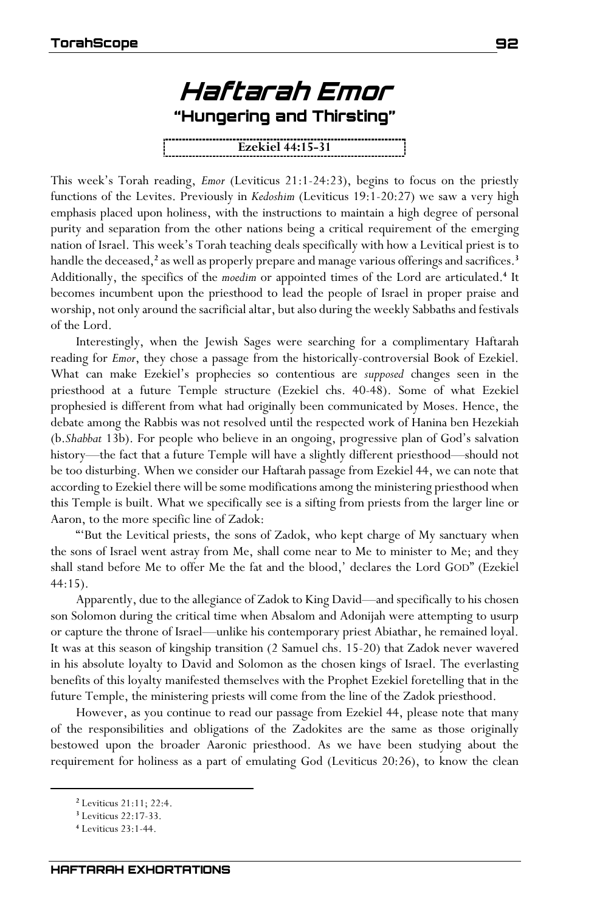# Haftarah Emor

## "Hungering and Thirsting"

**Ezekiel 44:15-31**

This week's Torah reading, *Emor* (Leviticus 21:1-24:23), begins to focus on the priestly functions of the Levites. Previously in *Kedoshim* (Leviticus 19:1-20:27) we saw a very high emphasis placed upon holiness, with the instructions to maintain a high degree of personal purity and separation from the other nations being a critical requirement of the emerging nation of Israel. This week's Torah teaching deals specifically with how a Levitical priest is to handle the deceased,[2] as well as properly prepare and manage various offerings and sacrifices.[3] Additionally, the specifics of the *moedim* or appointed times of the Lord are articulated.[4] It becomes incumbent upon the priesthood to lead the people of Israel in proper praise and worship, not only around the sacrificial altar, but also during the weekly Sabbaths and festivals of the Lord.

Interestingly, when the Jewish Sages were searching for a complimentary Haftarah reading for *Emor*, they chose a passage from the historically-controversial Book of Ezekiel. What can make Ezekiel's prophecies so contentious are *supposed* changes seen in the priesthood at a future Temple structure (Ezekiel chs. 40-48). Some of what Ezekiel prophesied is different from what had originally been communicated by Moses. Hence, the debate among the Rabbis was not resolved until the respected work of Hanina ben Hezekiah (b.*Shabbat* 13b). For people who believe in an ongoing, progressive plan of God's salvation history—the fact that a future Temple will have a slightly different priesthood—should not be too disturbing. When we consider our Haftarah passage from Ezekiel 44, we can note that according to Ezekiel there will be some modifications among the ministering priesthood when this Temple is built. What we specifically see is a sifting from priests from the larger line or Aaron, to the more specific line of Zadok:

"'But the Levitical priests, the sons of Zadok, who kept charge of My sanctuary when the sons of Israel went astray from Me, shall come near to Me to minister to Me; and they shall stand before Me to offer Me the fat and the blood,' declares the Lord GOD" (Ezekiel 44:15).

Apparently, due to the allegiance of Zadok to King David—and specifically to his chosen son Solomon during the critical time when Absalom and Adonijah were attempting to usurp or capture the throne of Israel—unlike his contemporary priest Abiathar, he remained loyal. It was at this season of kingship transition (2 Samuel chs. 15-20) that Zadok never wavered in his absolute loyalty to David and Solomon as the chosen kings of Israel. The everlasting benefits of this loyalty manifested themselves with the Prophet Ezekiel foretelling that in the future Temple, the ministering priests will come from the line of the Zadok priesthood.

However, as you continue to read our passage from Ezekiel 44, please note that many of the responsibilities and obligations of the Zadokites are the same as those originally bestowed upon the broader Aaronic priesthood. As we have been studying about the requirement for holiness as a part of emulating God (Leviticus 20:26), to know the clean

---

[2] Leviticus 21:11; 22:4.

[3] Leviticus 22:17-33.

[4] Leviticus 23:1-44.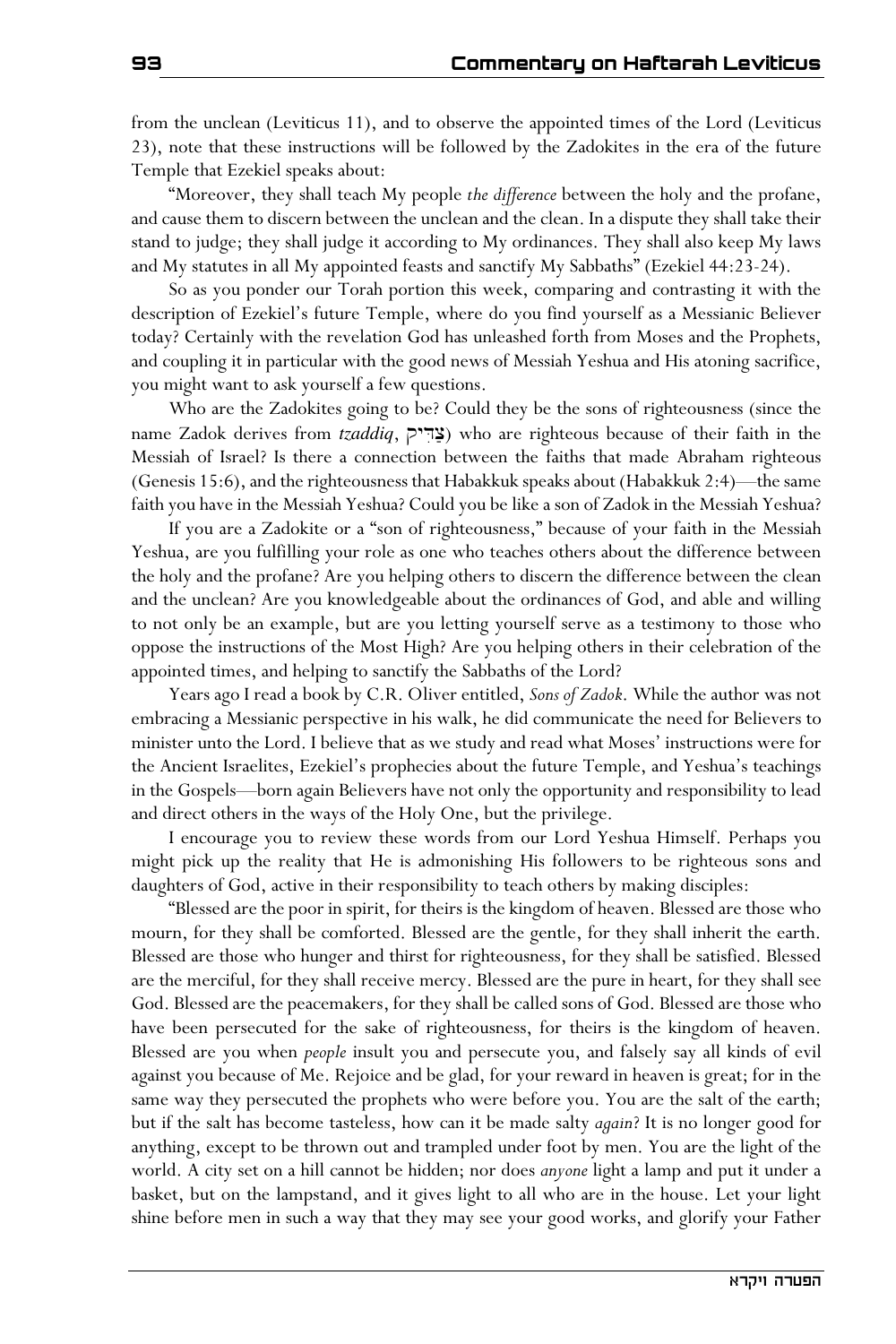from the unclean (Leviticus 11), and to observe the appointed times of the Lord (Leviticus 23), note that these instructions will be followed by the Zadokites in the era of the future Temple that Ezekiel speaks about:

"Moreover, they shall teach My people *the difference* between the holy and the profane, and cause them to discern between the unclean and the clean. In a dispute they shall take their stand to judge; they shall judge it according to My ordinances. They shall also keep My laws and My statutes in all My appointed feasts and sanctify My Sabbaths" (Ezekiel 44:23-24).

So as you ponder our Torah portion this week, comparing and contrasting it with the description of Ezekiel's future Temple, where do you find yourself as a Messianic Believer today? Certainly with the revelation God has unleashed forth from Moses and the Prophets, and coupling it in particular with the good news of Messiah Yeshua and His atoning sacrifice, you might want to ask yourself a few questions.

Who are the Zadokites going to be? Could they be the sons of righteousness (since the name Zadok derives from *tzaddiq*, צַדִּיק) who are righteous because of their faith in the Messiah of Israel? Is there a connection between the faiths that made Abraham righteous (Genesis 15:6), and the righteousness that Habakkuk speaks about (Habakkuk 2:4)—the same faith you have in the Messiah Yeshua? Could you be like a son of Zadok in the Messiah Yeshua?

If you are a Zadokite or a "son of righteousness," because of your faith in the Messiah Yeshua, are you fulfilling your role as one who teaches others about the difference between the holy and the profane? Are you helping others to discern the difference between the clean and the unclean? Are you knowledgeable about the ordinances of God, and able and willing to not only be an example, but are you letting yourself serve as a testimony to those who oppose the instructions of the Most High? Are you helping others in their celebration of the appointed times, and helping to sanctify the Sabbaths of the Lord?

Years ago I read a book by C.R. Oliver entitled, *Sons of Zadok*. While the author was not embracing a Messianic perspective in his walk, he did communicate the need for Believers to minister unto the Lord. I believe that as we study and read what Moses' instructions were for the Ancient Israelites, Ezekiel's prophecies about the future Temple, and Yeshua's teachings in the Gospels—born again Believers have not only the opportunity and responsibility to lead and direct others in the ways of the Holy One, but the privilege.

I encourage you to review these words from our Lord Yeshua Himself. Perhaps you might pick up the reality that He is admonishing His followers to be righteous sons and daughters of God, active in their responsibility to teach others by making disciples:

"Blessed are the poor in spirit, for theirs is the kingdom of heaven. Blessed are those who mourn, for they shall be comforted. Blessed are the gentle, for they shall inherit the earth. Blessed are those who hunger and thirst for righteousness, for they shall be satisfied. Blessed are the merciful, for they shall receive mercy. Blessed are the pure in heart, for they shall see God. Blessed are the peacemakers, for they shall be called sons of God. Blessed are those who have been persecuted for the sake of righteousness, for theirs is the kingdom of heaven. Blessed are you when *people* insult you and persecute you, and falsely say all kinds of evil against you because of Me. Rejoice and be glad, for your reward in heaven is great; for in the same way they persecuted the prophets who were before you. You are the salt of the earth; but if the salt has become tasteless, how can it be made salty *again*? It is no longer good for anything, except to be thrown out and trampled under foot by men. You are the light of the world. A city set on a hill cannot be hidden; nor does *anyone* light a lamp and put it under a basket, but on the lampstand, and it gives light to all who are in the house. Let your light shine before men in such a way that they may see your good works, and glorify your Father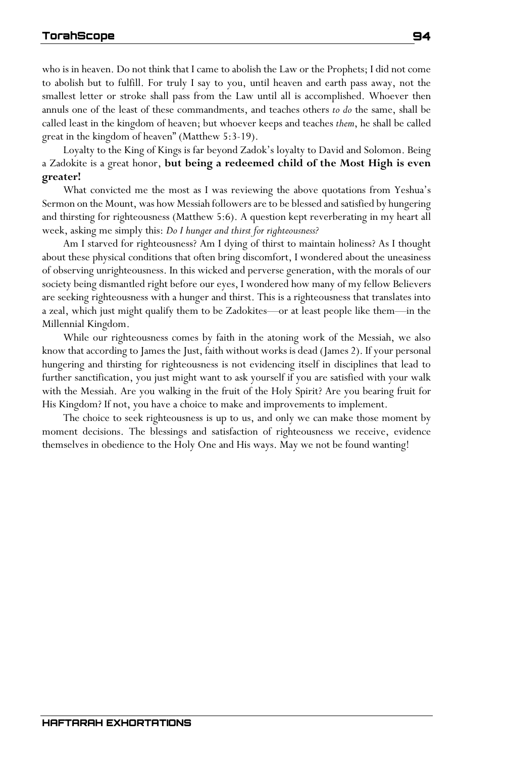who is in heaven. Do not think that I came to abolish the Law or the Prophets; I did not come to abolish but to fulfill. For truly I say to you, until heaven and earth pass away, not the smallest letter or stroke shall pass from the Law until all is accomplished. Whoever then annuls one of the least of these commandments, and teaches others *to do* the same, shall be called least in the kingdom of heaven; but whoever keeps and teaches *them*, he shall be called great in the kingdom of heaven" (Matthew 5:3-19).

Loyalty to the King of Kings is far beyond Zadok's loyalty to David and Solomon. Being a Zadokite is a great honor, **but being a redeemed child of the Most High is even greater!**

What convicted me the most as I was reviewing the above quotations from Yeshua's Sermon on the Mount, was how Messiah followers are to be blessed and satisfied by hungering and thirsting for righteousness (Matthew 5:6). A question kept reverberating in my heart all week, asking me simply this: *Do I hunger and thirst for righteousness?*

Am I starved for righteousness? Am I dying of thirst to maintain holiness? As I thought about these physical conditions that often bring discomfort, I wondered about the uneasiness of observing unrighteousness. In this wicked and perverse generation, with the morals of our society being dismantled right before our eyes, I wondered how many of my fellow Believers are seeking righteousness with a hunger and thirst. This is a righteousness that translates into a zeal, which just might qualify them to be Zadokites—or at least people like them—in the Millennial Kingdom.

While our righteousness comes by faith in the atoning work of the Messiah, we also know that according to James the Just, faith without works is dead (James 2). If your personal hungering and thirsting for righteousness is not evidencing itself in disciplines that lead to further sanctification, you just might want to ask yourself if you are satisfied with your walk with the Messiah. Are you walking in the fruit of the Holy Spirit? Are you bearing fruit for His Kingdom? If not, you have a choice to make and improvements to implement.

The choice to seek righteousness is up to us, and only we can make those moment by moment decisions. The blessings and satisfaction of righteousness we receive, evidence themselves in obedience to the Holy One and His ways. May we not be found wanting!